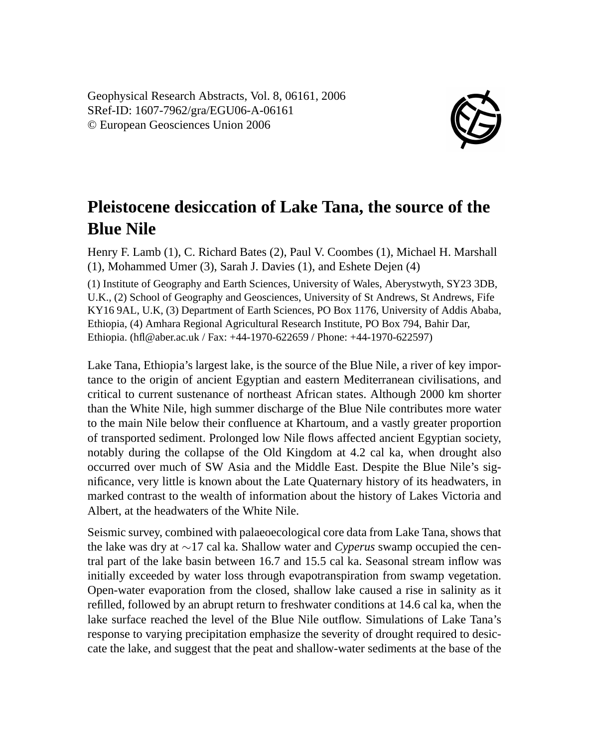Geophysical Research Abstracts, Vol. 8, 06161, 2006
SRef-ID: 1607-7962/gra/EGU06-A-06161
© European Geosciences Union 2006

# Pleistocene desiccation of Lake Tana, the source of the Blue Nile

Henry F. Lamb (1), C. Richard Bates (2), Paul V. Coombes (1), Michael H. Marshall (1), Mohammed Umer (3), Sarah J. Davies (1), and Eshete Dejen (4)

(1) Institute of Geography and Earth Sciences, University of Wales, Aberystwyth, SY23 3DB, U.K., (2) School of Geography and Geosciences, University of St Andrews, St Andrews, Fife KY16 9AL, U.K, (3) Department of Earth Sciences, PO Box 1176, University of Addis Ababa, Ethiopia, (4) Amhara Regional Agricultural Research Institute, PO Box 794, Bahir Dar, Ethiopia. (hfl@aber.ac.uk / Fax: +44-1970-622659 / Phone: +44-1970-622597)

Lake Tana, Ethiopia's largest lake, is the source of the Blue Nile, a river of key importance to the origin of ancient Egyptian and eastern Mediterranean civilisations, and critical to current sustenance of northeast African states. Although 2000 km shorter than the White Nile, high summer discharge of the Blue Nile contributes more water to the main Nile below their confluence at Khartoum, and a vastly greater proportion of transported sediment. Prolonged low Nile flows affected ancient Egyptian society, notably during the collapse of the Old Kingdom at 4.2 cal ka, when drought also occurred over much of SW Asia and the Middle East. Despite the Blue Nile's significance, very little is known about the Late Quaternary history of its headwaters, in marked contrast to the wealth of information about the history of Lakes Victoria and Albert, at the headwaters of the White Nile.

Seismic survey, combined with palaeoecological core data from Lake Tana, shows that the lake was dry at $\sim$17 cal ka. Shallow water and *Cyperus* swamp occupied the central part of the lake basin between 16.7 and 15.5 cal ka. Seasonal stream inflow was initially exceeded by water loss through evapotranspiration from swamp vegetation. Open-water evaporation from the closed, shallow lake caused a rise in salinity as it refilled, followed by an abrupt return to freshwater conditions at 14.6 cal ka, when the lake surface reached the level of the Blue Nile outflow. Simulations of Lake Tana's response to varying precipitation emphasize the severity of drought required to desiccate the lake, and suggest that the peat and shallow-water sediments at the base of the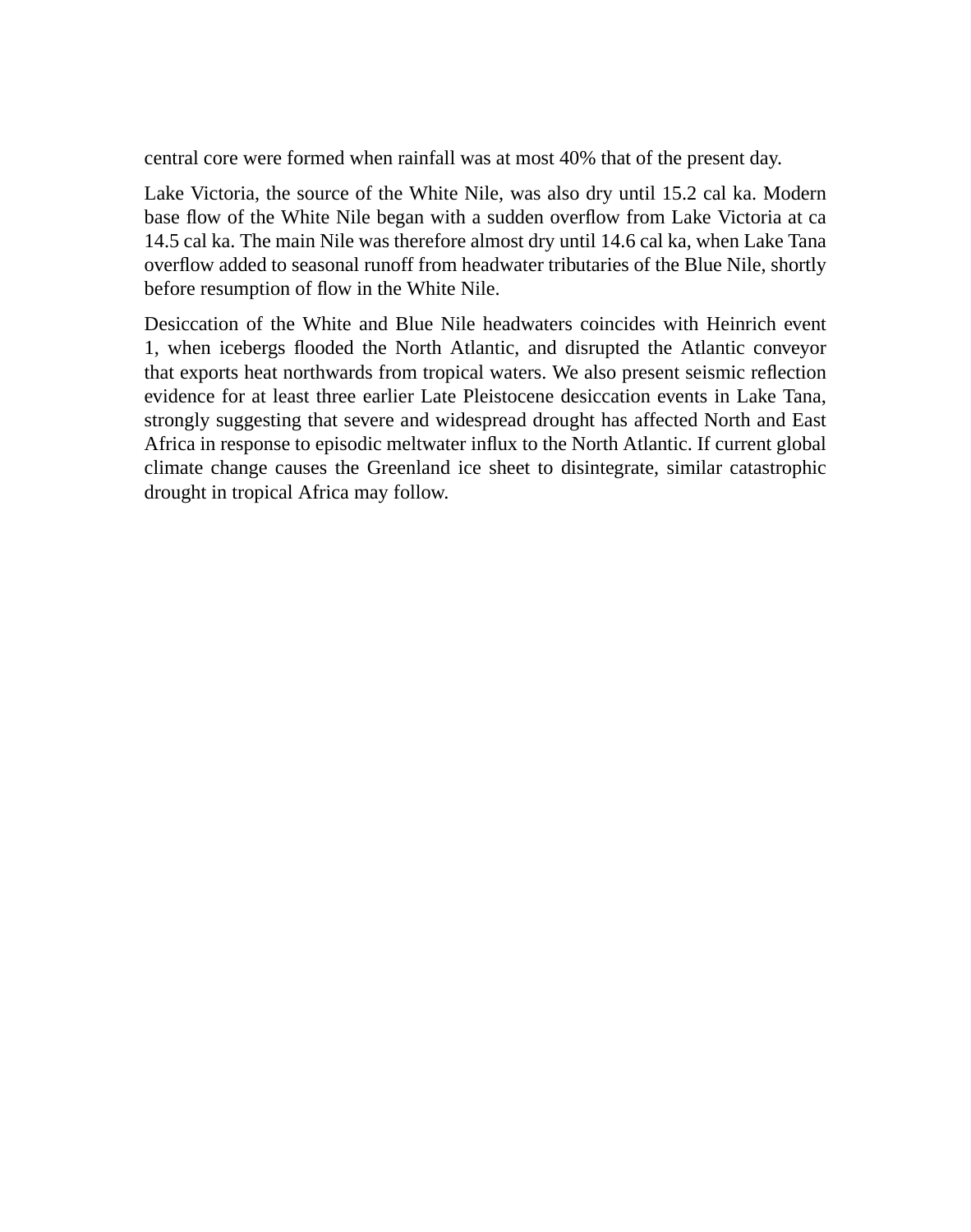central core were formed when rainfall was at most 40% that of the present day.

Lake Victoria, the source of the White Nile, was also dry until 15.2 cal ka. Modern base flow of the White Nile began with a sudden overflow from Lake Victoria at ca 14.5 cal ka. The main Nile was therefore almost dry until 14.6 cal ka, when Lake Tana overflow added to seasonal runoff from headwater tributaries of the Blue Nile, shortly before resumption of flow in the White Nile.

Desiccation of the White and Blue Nile headwaters coincides with Heinrich event 1, when icebergs flooded the North Atlantic, and disrupted the Atlantic conveyor that exports heat northwards from tropical waters. We also present seismic reflection evidence for at least three earlier Late Pleistocene desiccation events in Lake Tana, strongly suggesting that severe and widespread drought has affected North and East Africa in response to episodic meltwater influx to the North Atlantic. If current global climate change causes the Greenland ice sheet to disintegrate, similar catastrophic drought in tropical Africa may follow.